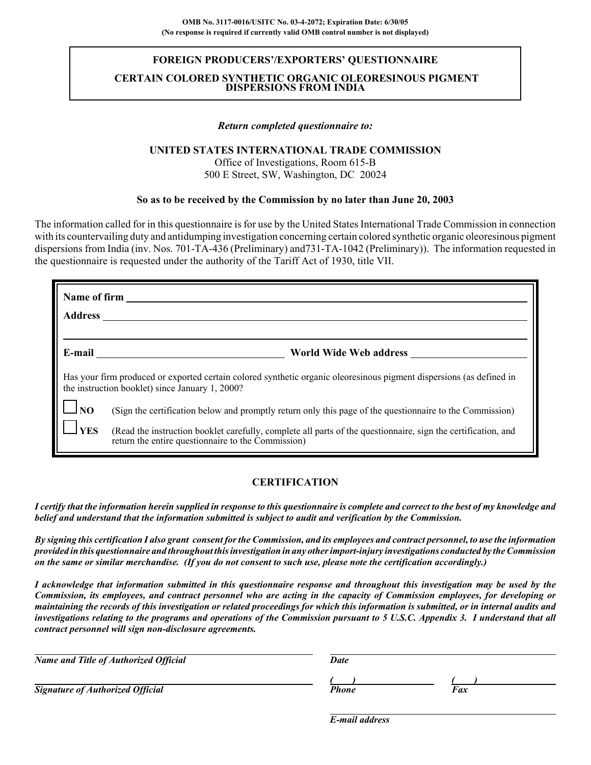**OMB No. 3117-0016/USITC No. 03-4-2072; Expiration Date: 6/30/05**
**(No response is required if currently valid OMB control number is not displayed)**

# FOREIGN PRODUCERS'/EXPORTERS' QUESTIONNAIRE

## CERTAIN COLORED SYNTHETIC ORGANIC OLEORESINOUS PIGMENT DISPERSIONS FROM INDIA

*Return completed questionnaire to:*

**UNITED STATES INTERNATIONAL TRADE COMMISSION**
Office of Investigations, Room 615-B
500 E Street, SW, Washington, DC 20024

**So as to be received by the Commission by no later than June 20, 2003**

The information called for in this questionnaire is for use by the United States International Trade Commission in connection with its countervailing duty and antidumping investigation concerning certain colored synthetic organic oleoresinous pigment dispersions from India (inv. Nos. 701-TA-436 (Preliminary) and731-TA-1042 (Preliminary)). The information requested in the questionnaire is requested under the authority of the Tariff Act of 1930, title VII.

**Name of firm** ______________________________

**Address** ______________________________

______________________________

**E-mail** ______________________ **World Wide Web address** ______________________

Has your firm produced or exported certain colored synthetic organic oleoresinous pigment dispersions (as defined in the instruction booklet) since January 1, 2000?

☐ **NO** (Sign the certification below and promptly return only this page of the questionnaire to the Commission)

☐ **YES** (Read the instruction booklet carefully, complete all parts of the questionnaire, sign the certification, and return the entire questionnaire to the Commission)

## CERTIFICATION

***I certify that the information herein supplied in response to this questionnaire is complete and correct to the best of my knowledge and belief and understand that the information submitted is subject to audit and verification by the Commission.***

***By signing this certification I also grant consent for the Commission, and its employees and contract personnel, to use the information provided in this questionnaire and throughout this investigation in any other import-injury investigations conducted by the Commission on the same or similar merchandise. (If you do not consent to such use, please note the certification accordingly.)***

***I acknowledge that information submitted in this questionnaire response and throughout this investigation may be used by the Commission, its employees, and contract personnel who are acting in the capacity of Commission employees, for developing or maintaining the records of this investigation or related proceedings for which this information is submitted, or in internal audits and investigations relating to the programs and operations of the Commission pursuant to 5 U.S.C. Appendix 3. I understand that all contract personnel will sign non-disclosure agreements.***

______________________________
***Name and Title of Authorized Official***

______________________________
***Date***

______________________________
***Signature of Authorized Official***

***(    )*** ______________________________
***Phone***

***(    )*** ______________________________
***Fax***

______________________________
***E-mail address***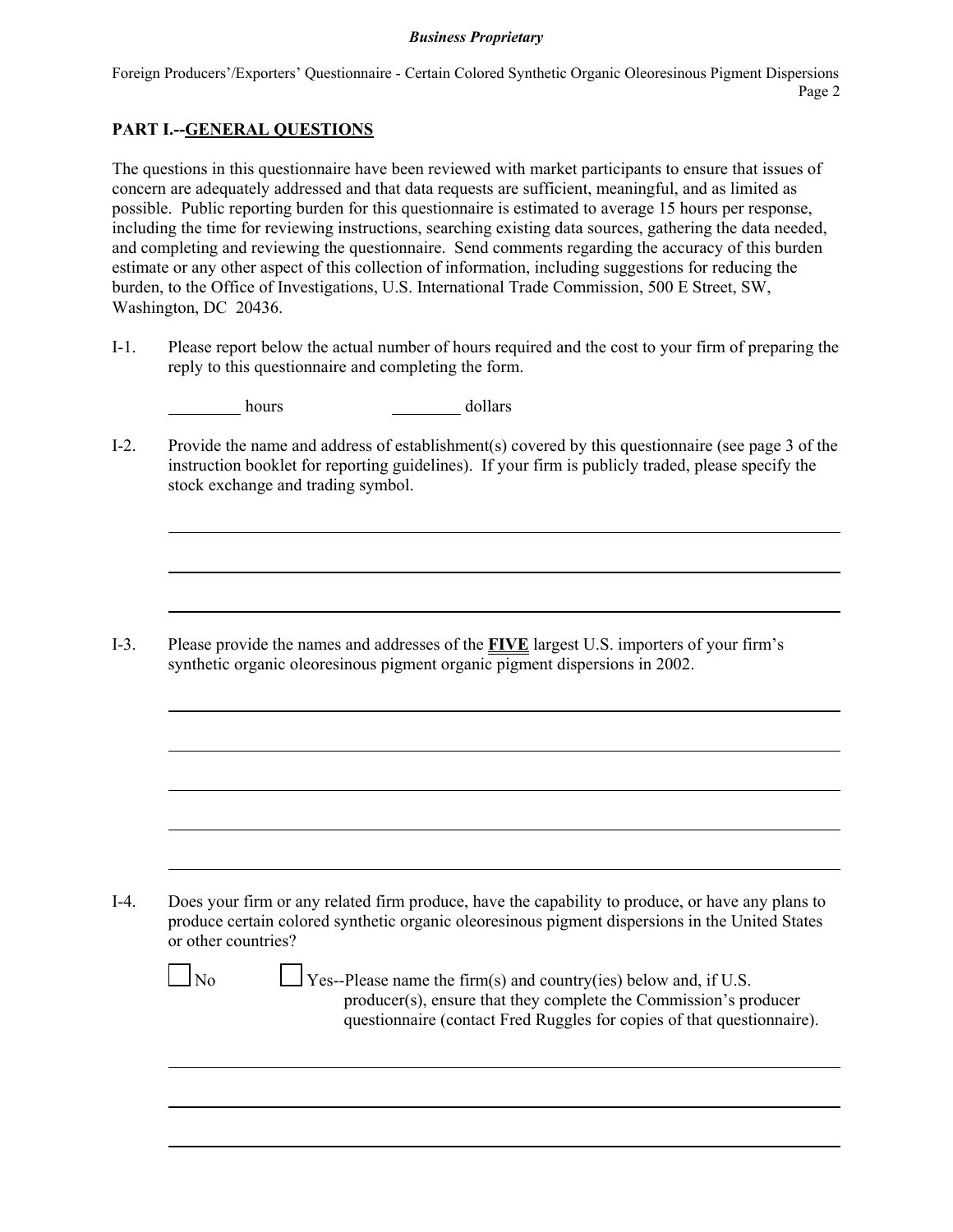## PART I.--GENERAL QUESTIONS

The questions in this questionnaire have been reviewed with market participants to ensure that issues of concern are adequately addressed and that data requests are sufficient, meaningful, and as limited as possible. Public reporting burden for this questionnaire is estimated to average 15 hours per response, including the time for reviewing instructions, searching existing data sources, gathering the data needed, and completing and reviewing the questionnaire. Send comments regarding the accuracy of this burden estimate or any other aspect of this collection of information, including suggestions for reducing the burden, to the Office of Investigations, U.S. International Trade Commission, 500 E Street, SW, Washington, DC 20436.

I-1. Please report below the actual number of hours required and the cost to your firm of preparing the reply to this questionnaire and completing the form.

________ hours ________ dollars

I-2. Provide the name and address of establishment(s) covered by this questionnaire (see page 3 of the instruction booklet for reporting guidelines). If your firm is publicly traded, please specify the stock exchange and trading symbol.

______________________________________________________________________

______________________________________________________________________

______________________________________________________________________

I-3. Please provide the names and addresses of the **FIVE** largest U.S. importers of your firm's synthetic organic oleoresinous pigment organic pigment dispersions in 2002.

______________________________________________________________________

______________________________________________________________________

______________________________________________________________________

______________________________________________________________________

______________________________________________________________________

I-4. Does your firm or any related firm produce, have the capability to produce, or have any plans to produce certain colored synthetic organic oleoresinous pigment dispersions in the United States or other countries?

☐ No ☐ Yes--Please name the firm(s) and country(ies) below and, if U.S. producer(s), ensure that they complete the Commission's producer questionnaire (contact Fred Ruggles for copies of that questionnaire).

______________________________________________________________________

______________________________________________________________________

______________________________________________________________________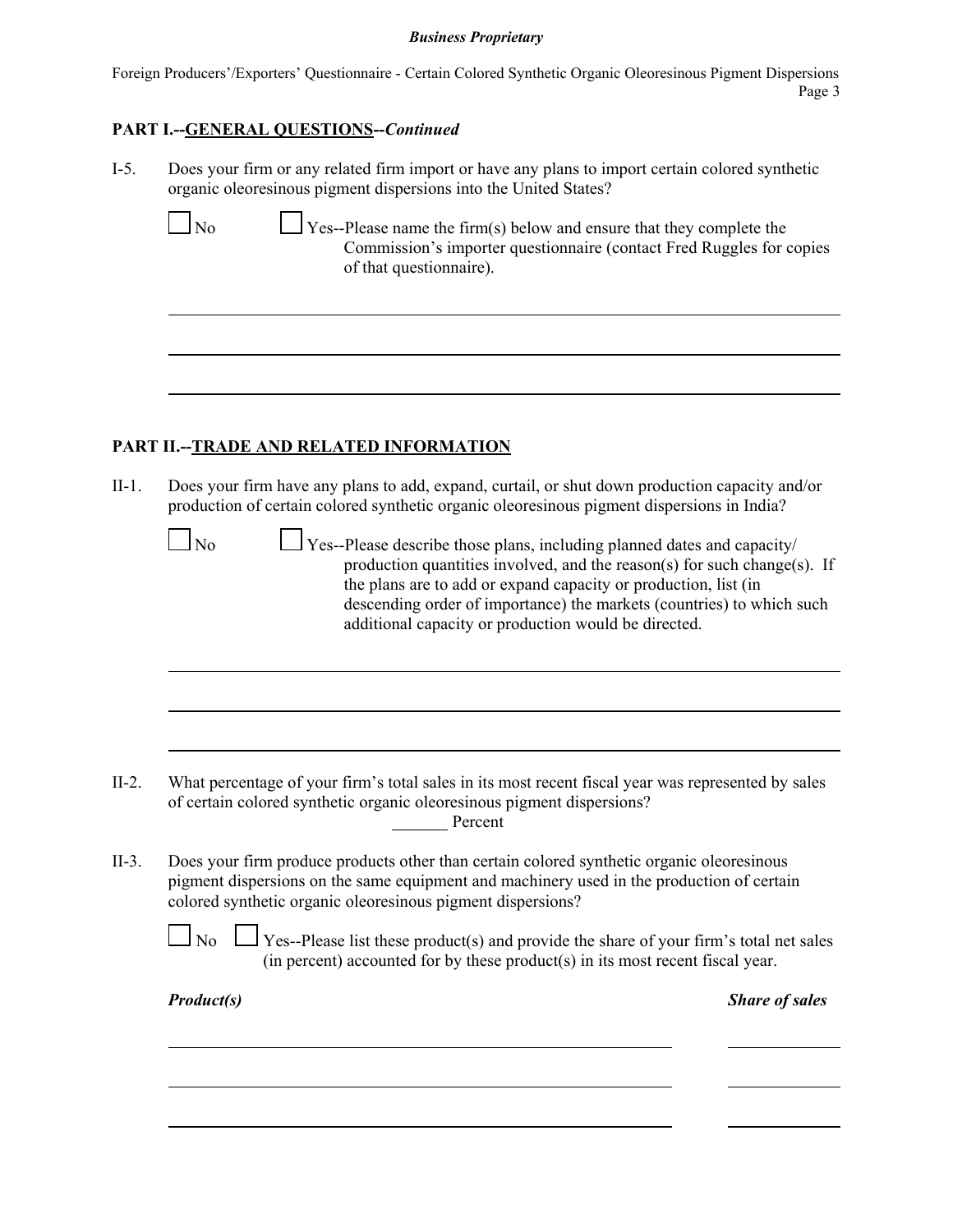## PART I.--GENERAL QUESTIONS--*Continued*

I-5. Does your firm or any related firm import or have any plans to import certain colored synthetic organic oleoresinous pigment dispersions into the United States?

☐ No ☐ Yes--Please name the firm(s) below and ensure that they complete the Commission's importer questionnaire (contact Fred Ruggles for copies of that questionnaire).

\_\_\_\_\_\_\_\_\_\_\_\_\_\_\_\_\_\_\_\_\_\_\_\_\_\_\_\_\_\_\_\_\_\_\_\_\_\_\_\_\_\_\_\_\_\_\_\_\_\_\_\_\_\_\_\_\_\_\_\_

\_\_\_\_\_\_\_\_\_\_\_\_\_\_\_\_\_\_\_\_\_\_\_\_\_\_\_\_\_\_\_\_\_\_\_\_\_\_\_\_\_\_\_\_\_\_\_\_\_\_\_\_\_\_\_\_\_\_\_\_

\_\_\_\_\_\_\_\_\_\_\_\_\_\_\_\_\_\_\_\_\_\_\_\_\_\_\_\_\_\_\_\_\_\_\_\_\_\_\_\_\_\_\_\_\_\_\_\_\_\_\_\_\_\_\_\_\_\_\_\_

## PART II.--TRADE AND RELATED INFORMATION

II-1. Does your firm have any plans to add, expand, curtail, or shut down production capacity and/or production of certain colored synthetic organic oleoresinous pigment dispersions in India?

☐ No ☐ Yes--Please describe those plans, including planned dates and capacity/ production quantities involved, and the reason(s) for such change(s). If the plans are to add or expand capacity or production, list (in descending order of importance) the markets (countries) to which such additional capacity or production would be directed.

\_\_\_\_\_\_\_\_\_\_\_\_\_\_\_\_\_\_\_\_\_\_\_\_\_\_\_\_\_\_\_\_\_\_\_\_\_\_\_\_\_\_\_\_\_\_\_\_\_\_\_\_\_\_\_\_\_\_\_\_

\_\_\_\_\_\_\_\_\_\_\_\_\_\_\_\_\_\_\_\_\_\_\_\_\_\_\_\_\_\_\_\_\_\_\_\_\_\_\_\_\_\_\_\_\_\_\_\_\_\_\_\_\_\_\_\_\_\_\_\_

\_\_\_\_\_\_\_\_\_\_\_\_\_\_\_\_\_\_\_\_\_\_\_\_\_\_\_\_\_\_\_\_\_\_\_\_\_\_\_\_\_\_\_\_\_\_\_\_\_\_\_\_\_\_\_\_\_\_\_\_

II-2. What percentage of your firm's total sales in its most recent fiscal year was represented by sales of certain colored synthetic organic oleoresinous pigment dispersions?

\_\_\_\_\_\_ Percent

II-3. Does your firm produce products other than certain colored synthetic organic oleoresinous pigment dispersions on the same equipment and machinery used in the production of certain colored synthetic organic oleoresinous pigment dispersions?

☐ No ☐ Yes--Please list these product(s) and provide the share of your firm's total net sales (in percent) accounted for by these product(s) in its most recent fiscal year.

| ***Product(s)*** | ***Share of sales*** |
| --- | --- |
| | |
| | |
| | |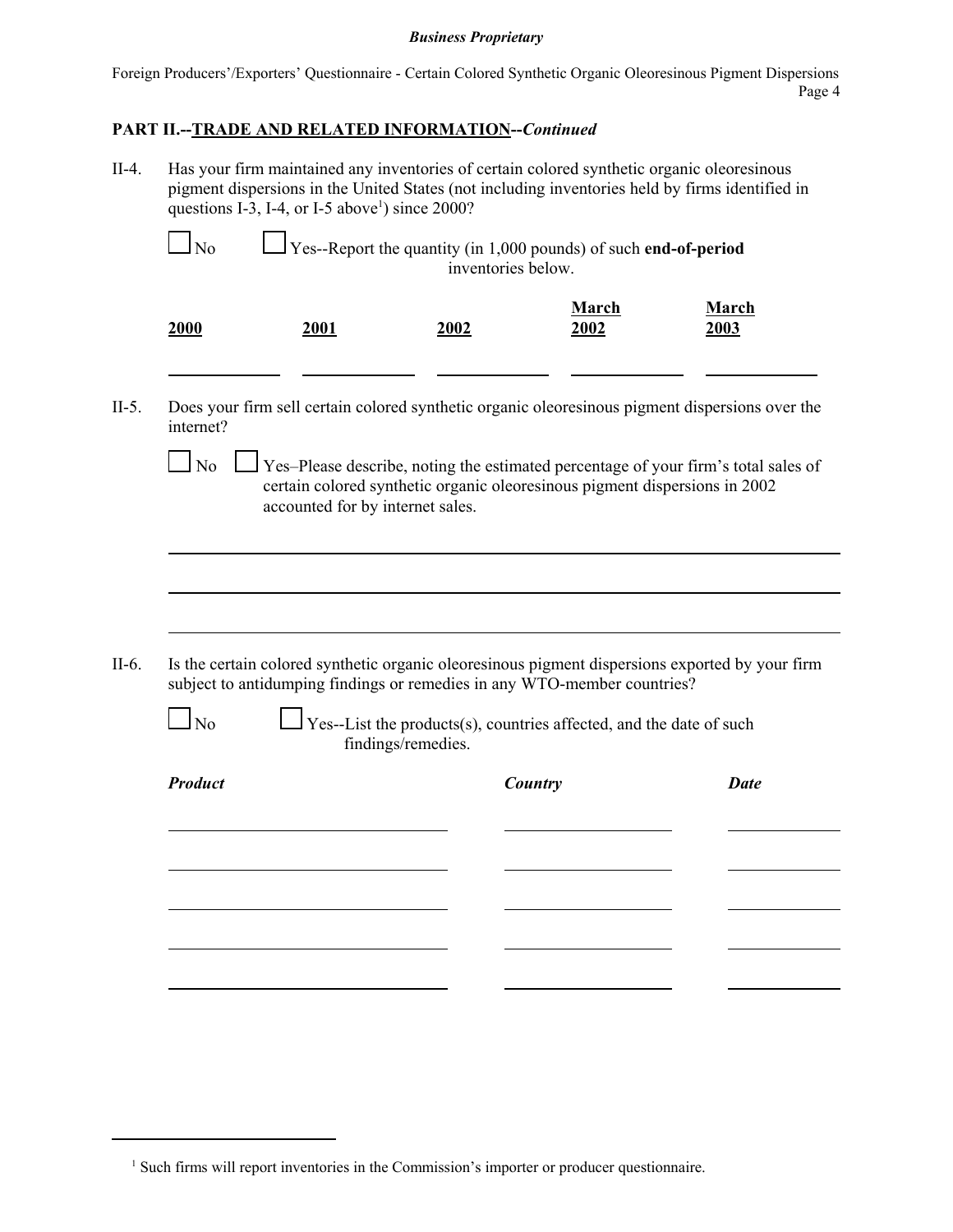**PART II.--TRADE AND RELATED INFORMATION--*Continued***

II-4. Has your firm maintained any inventories of certain colored synthetic organic oleoresinous pigment dispersions in the United States (not including inventories held by firms identified in questions I-3, I-4, or I-5 above[1]) since 2000?

☐ No ☐ Yes--Report the quantity (in 1,000 pounds) of such **end-of-period** inventories below.

| 2000 | 2001 | 2002 | March 2002 | March 2003 |
|---|---|---|---|---|
| | | | | |

II-5. Does your firm sell certain colored synthetic organic oleoresinous pigment dispersions over the internet?

☐ No ☐ Yes–Please describe, noting the estimated percentage of your firm's total sales of certain colored synthetic organic oleoresinous pigment dispersions in 2002 accounted for by internet sales.

______________________________________________________________________

______________________________________________________________________

______________________________________________________________________

II-6. Is the certain colored synthetic organic oleoresinous pigment dispersions exported by your firm subject to antidumping findings or remedies in any WTO-member countries?

☐ No ☐ Yes--List the products(s), countries affected, and the date of such findings/remedies.

| *Product* | *Country* | *Date* |
|---|---|---|
| | | |
| | | |
| | | |
| | | |
| | | |

[1] Such firms will report inventories in the Commission's importer or producer questionnaire.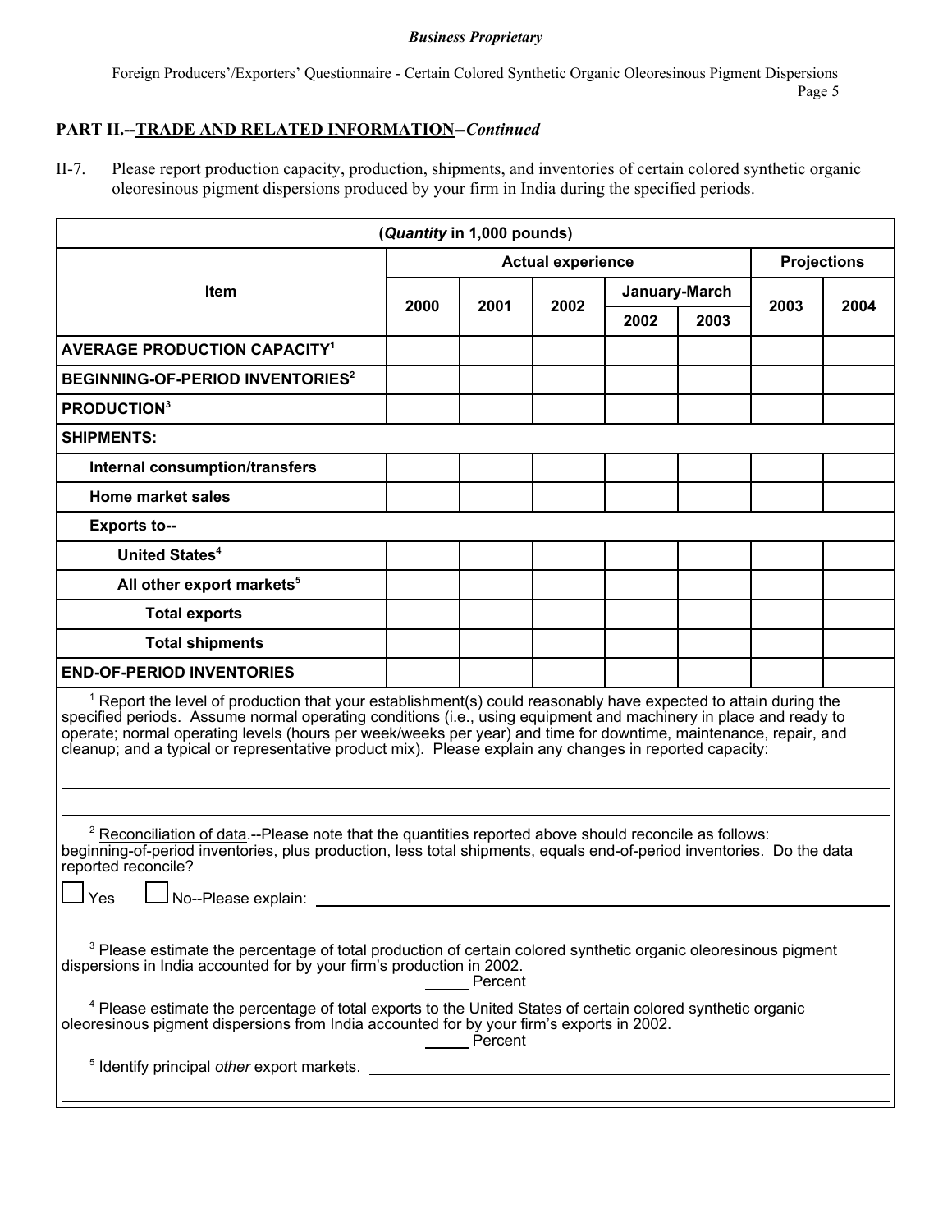*Business Proprietary*

Foreign Producers'/Exporters' Questionnaire - Certain Colored Synthetic Organic Oleoresinous Pigment Dispersions

## PART II.--TRADE AND RELATED INFORMATION--*Continued*

II-7. Please report production capacity, production, shipments, and inventories of certain colored synthetic organic oleoresinous pigment dispersions produced by your firm in India during the specified periods.

| (*Quantity* in 1,000 pounds) | | | | | | | |
|---|---|---|---|---|---|---|---|
| Item | Actual experience | | | | | Projections | |
| | 2000 | 2001 | 2002 | January-March | | 2003 | 2004 |
| | | | | 2002 | 2003 | | |
| **AVERAGE PRODUCTION CAPACITY**[1] | | | | | | | |
| **BEGINNING-OF-PERIOD INVENTORIES**[2] | | | | | | | |
| **PRODUCTION**[3] | | | | | | | |
| **SHIPMENTS:** | | | | | | | |
| **Internal consumption/transfers** | | | | | | | |
| **Home market sales** | | | | | | | |
| **Exports to--** | | | | | | | |
| **United States**[4] | | | | | | | |
| **All other export markets**[5] | | | | | | | |
| **Total exports** | | | | | | | |
| **Total shipments** | | | | | | | |
| **END-OF-PERIOD INVENTORIES** | | | | | | | |

[1] Report the level of production that your establishment(s) could reasonably have expected to attain during the specified periods. Assume normal operating conditions (i.e., using equipment and machinery in place and ready to operate; normal operating levels (hours per week/weeks per year) and time for downtime, maintenance, repair, and cleanup; and a typical or representative product mix). Please explain any changes in reported capacity:

______________________________________________________________________

[2] Reconciliation of data.--Please note that the quantities reported above should reconcile as follows: beginning-of-period inventories, plus production, less total shipments, equals end-of-period inventories. Do the data reported reconcile?

☐ Yes ☐ No--Please explain: ____________________________________________

[3] Please estimate the percentage of total production of certain colored synthetic organic oleoresinous pigment dispersions in India accounted for by your firm's production in 2002.
_____ Percent

[4] Please estimate the percentage of total exports to the United States of certain colored synthetic organic oleoresinous pigment dispersions from India accounted for by your firm's exports in 2002.
_____ Percent

[5] Identify principal *other* export markets. ____________________________________________